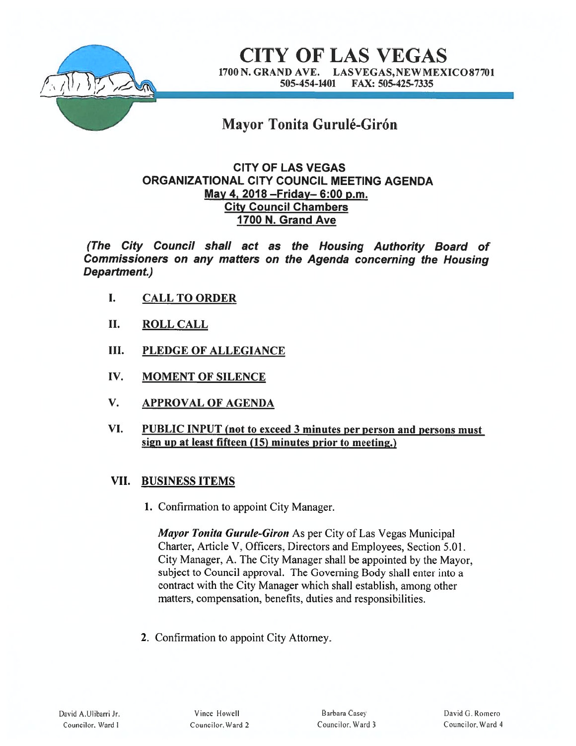# CITY OF LAS VEGAS

1700 N. GRAND AVE. LASVEGAS,NEWMEXICO87701
505-454-1401 FAX: 505-425-7335

## Mayor Tonita Gurulé-Girón

**CITY OF LAS VEGAS**
**ORGANIZATIONAL CITY COUNCIL MEETING AGENDA**
**May 4, 2018 –Friday– 6:00 p.m.**
**City Council Chambers**
**1700 N. Grand Ave**

***(The City Council shall act as the Housing Authority Board of Commissioners on any matters on the Agenda concerning the Housing Department.)***

**I. CALL TO ORDER**

**II. ROLL CALL**

**III. PLEDGE OF ALLEGIANCE**

**IV. MOMENT OF SILENCE**

**V. APPROVAL OF AGENDA**

**VI. PUBLIC INPUT (not to exceed 3 minutes per person and persons must sign up at least fifteen (15) minutes prior to meeting.)**

**VII. BUSINESS ITEMS**

1. Confirmation to appoint City Manager.

   ***Mayor Tonita Gurule-Giron*** As per City of Las Vegas Municipal Charter, Article V, Officers, Directors and Employees, Section 5.01. City Manager, A. The City Manager shall be appointed by the Mayor, subject to Council approval. The Governing Body shall enter into a contract with the City Manager which shall establish, among other matters, compensation, benefits, duties and responsibilities.

2. Confirmation to appoint City Attorney.

David A.Ulibarri Jr. Councilor, Ward 1 | Vince Howell Councilor, Ward 2 | Barbara Casey Councilor, Ward 3 | David G. Romero Councilor, Ward 4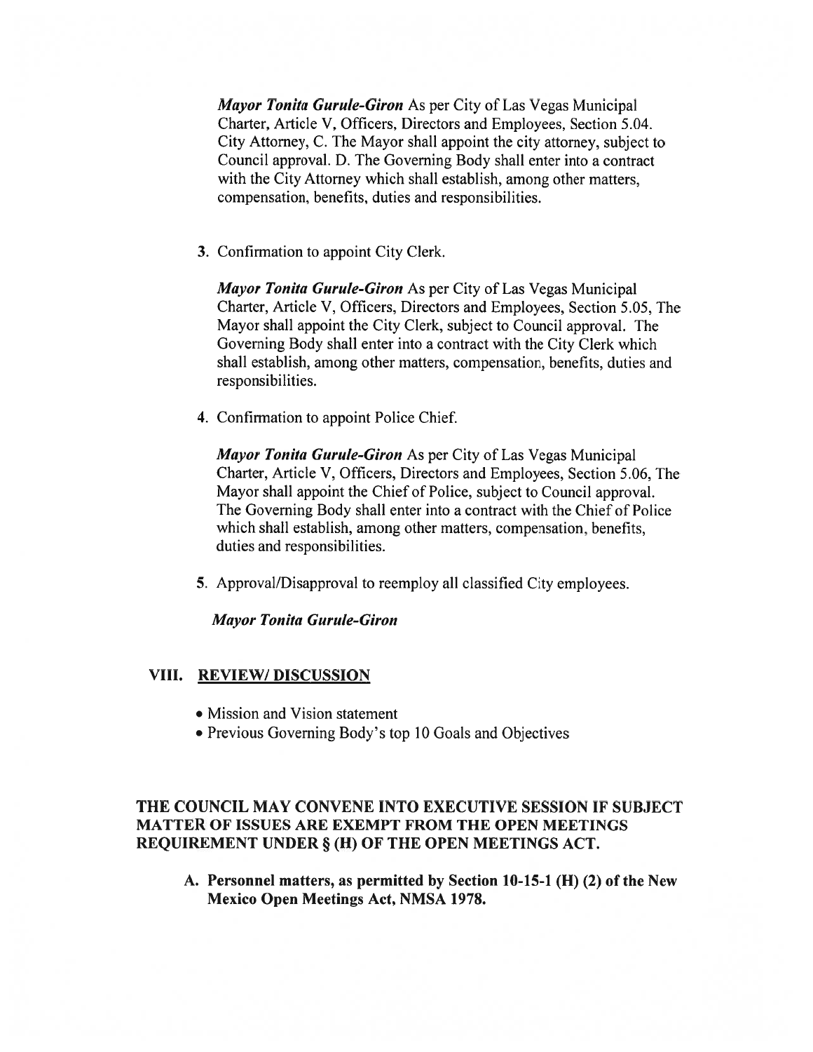*Mayor Tonita Gurule-Giron* As per City of Las Vegas Municipal Charter, Article V, Officers, Directors and Employees, Section 5.04. City Attorney, C. The Mayor shall appoint the city attorney, subject to Council approval. D. The Governing Body shall enter into a contract with the City Attorney which shall establish, among other matters, compensation, benefits, duties and responsibilities.

3. Confirmation to appoint City Clerk.

   *Mayor Tonita Gurule-Giron* As per City of Las Vegas Municipal Charter, Article V, Officers, Directors and Employees, Section 5.05, The Mayor shall appoint the City Clerk, subject to Council approval. The Governing Body shall enter into a contract with the City Clerk which shall establish, among other matters, compensation, benefits, duties and responsibilities.

4. Confirmation to appoint Police Chief.

   *Mayor Tonita Gurule-Giron* As per City of Las Vegas Municipal Charter, Article V, Officers, Directors and Employees, Section 5.06, The Mayor shall appoint the Chief of Police, subject to Council approval. The Governing Body shall enter into a contract with the Chief of Police which shall establish, among other matters, compensation, benefits, duties and responsibilities.

5. Approval/Disapproval to reemploy all classified City employees.

   *Mayor Tonita Gurule-Giron*

## VIII. REVIEW/ DISCUSSION

- Mission and Vision statement
- Previous Governing Body's top 10 Goals and Objectives

**THE COUNCIL MAY CONVENE INTO EXECUTIVE SESSION IF SUBJECT MATTER OF ISSUES ARE EXEMPT FROM THE OPEN MEETINGS REQUIREMENT UNDER § (H) OF THE OPEN MEETINGS ACT.**

**A. Personnel matters, as permitted by Section 10-15-1 (H) (2) of the New Mexico Open Meetings Act, NMSA 1978.**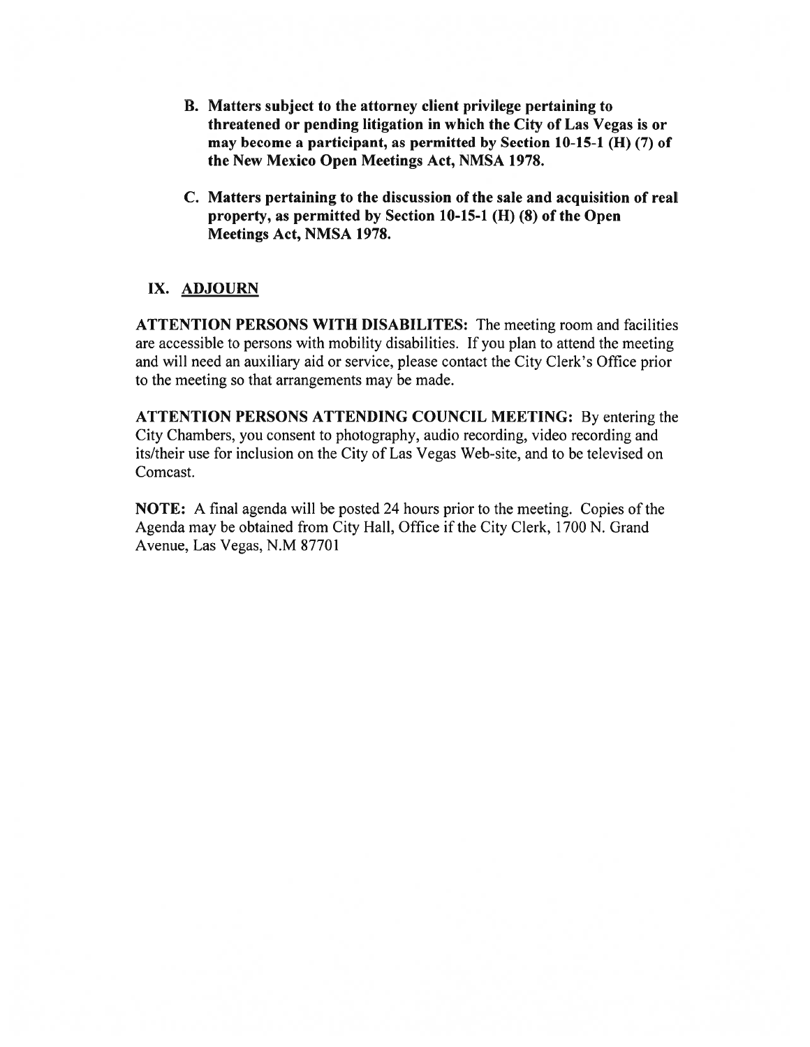B. **Matters subject to the attorney client privilege pertaining to threatened or pending litigation in which the City of Las Vegas is or may become a participant, as permitted by Section 10-15-1 (H) (7) of the New Mexico Open Meetings Act, NMSA 1978.**

C. **Matters pertaining to the discussion of the sale and acquisition of real property, as permitted by Section 10-15-1 (H) (8) of the Open Meetings Act, NMSA 1978.**

## IX. ADJOURN

**ATTENTION PERSONS WITH DISABILITES:** The meeting room and facilities are accessible to persons with mobility disabilities. If you plan to attend the meeting and will need an auxiliary aid or service, please contact the City Clerk's Office prior to the meeting so that arrangements may be made.

**ATTENTION PERSONS ATTENDING COUNCIL MEETING:** By entering the City Chambers, you consent to photography, audio recording, video recording and its/their use for inclusion on the City of Las Vegas Web-site, and to be televised on Comcast.

**NOTE:** A final agenda will be posted 24 hours prior to the meeting. Copies of the Agenda may be obtained from City Hall, Office if the City Clerk, 1700 N. Grand Avenue, Las Vegas, N.M 87701